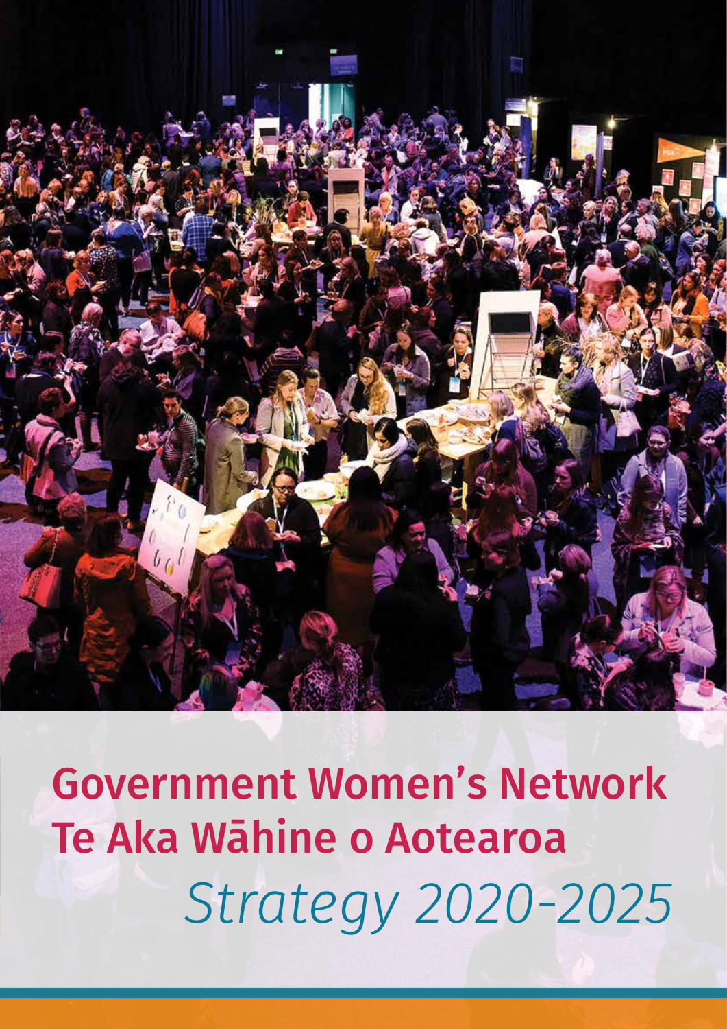# Government Women's Network
# Te Aka Wāhine o Aotearoa

*Strategy 2020-2025*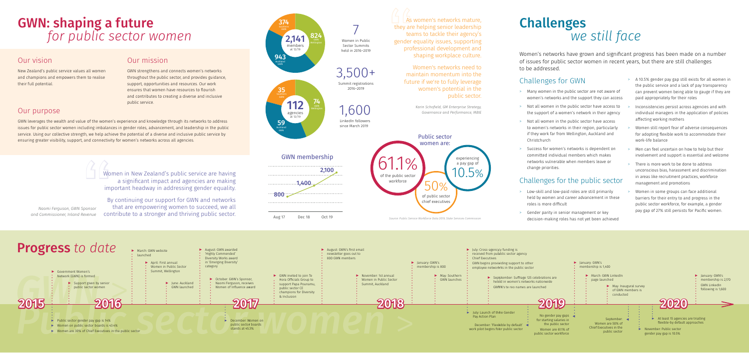# GWN: shaping a future *for public sector women*

## Our vision

New Zealand's public service values all women and champions and empowers them to realise their full potential.

## Our mission

GWN strengthens and connects women's networks throughout the public sector, and provides guidance, support, opportunities and resources. Our work ensures that women have resources to flourish and contributes to creating a diverse and inclusive public service.

## Our purpose

GWN leverages the wealth and value of the women's experience and knowledge through its networks to address issues for public sector women including imbalances in gender roles, advancement, and leadership in the public service. Using our collective strength, we help achieve the potential of a diverse and inclusive public service by ensuring greater visibility, support, and connectivity for women's networks across all agencies.

> Women in New Zealand's public service are having a significant impact and agencies are making important headway in addressing gender equality.
>
> By continuing our support for GWN and networks that are empowering women to succeed, we all contribute to a stronger and thriving public sector.

*Naomi Ferguson, GWN Sponsor and Commissioner, Inland Revenue*

**2,141** members at 12/19 — 824 GWN Wellington, 943 Auckland GWN, 374 Southern GWN

**112** agencies at 12/19 — 74 GWN Wellington, 59 Auckland GWN, 35 Southern GWN

**7** Women in Public Sector Summits held in 2016–2019

**3,500+** Summit registrations 2016–2019

**1,600** LinkedIn followers since March 2019

### GWN membership

| Aug 17 | Dec 18 | Oct 19 |
|---|---|---|
| 800 | 1,400 | 2,100 |

> As women's networks mature, they are helping senior leadership teams to tackle their agency's gender equality issues, supporting professional development and shaping workplace culture.
>
> Women's networks need to maintain momentum into the future if we're to fully leverage women's potential in the public sector.

*Karin Schofield, GM Enterprise Strategy, Governance and Performance, MBIE*

Public sector women are: 61.1% of the public sector workforce; 50% of public sector chief executives; experiencing a pay gap of 10.5%

*Source: Public Service Workforce Data 2019, State Services Commission*

# Challenges *we still face*

Women's networks have grown and significant progress has been made on a number of issues for public sector women in recent years, but there are still challenges to be addressed.

## Challenges for GWN

- Many women in the public sector are not aware of women's networks and the support they can access
- Not all women in the public sector have access to the support of a women's network in their agency
- Not all women in the public sector have access to women's networks in their region, particularly if they work far from Wellington, Auckland and Christchurch
- Success for women's networks is dependent on committed individual members which makes networks vulnerable when members leave or change priorities.

## Challenges for the public sector

- Low-skill and low-paid roles are still primarily held by women and career advancement in these roles is more difficult
- Gender parity in senior management or key decision-making roles has not yet been achieved
- A 10.5% gender pay gap still exists for all women in the public service and a lack of pay transparency can prevent women being able to gauge if they are paid appropriately for their roles
- Inconsistencies persist across agencies and with individual managers in the application of policies affecting working mothers
- Women still report fear of adverse consequences for adopting flexible work to accommodate their work-life balance
- Men can feel uncertain on how to help but their involvement and support is essential and welcome
- There is more work to be done to address unconscious bias, harassment and discrimination in areas like recruitment practices, workforce management and promotions
- Women in some groups can face additional barriers for their entry to and progress in the public sector workforce, for example, a gender pay gap of 27% still persists for Pacific women.

# Progress *to date*

**2015**
- Government Women's Network (GWN) is formed
- Support given by senior public sector women
- Public sector gender pay gap is 14%
- Women on public sector boards is 43.4%
- Women are 30% of Chief Executives in the public sector

**2016**
- March: GWN website launched
- April: First annual Women in Public Sector Summit, Wellington
- June: Auckland GWN launched
- August: GWN awarded 'Highly Commended' Diversity Works award in 'Emerging Diversity' category
- October: GWN's Sponsor, Naomi Ferguson, receives Women of Influence award
- December: Women on public sector boards stands at 45.3%

**2017**
- GWN invited to join Te Hora Officials Group to support Papa Pounamu, public sector CE champions for Diversity & Inclusion
- August: GWN's first email newsletter goes out to 800 GWN members
- November: 1st annual Women in Public Sector Summit, Auckland

**2018**
- January: GWN's membership is 800
- May: Southern GWN launches
- July: Cross-agency funding is received from public sector agency Chief Executives
- GWN begins provisiding support to other employee networks in the public sector
- September: Suffrage 125 celebrations are helld in women's networks nationwide
- GWN's te reo names are launched
- July: Launch of the Gender Pay Action Plan
- December: 'Flexible by default' work pilot begins for public sector

**2019**
- No gender pay gaps for starting salaries in the public sector
- Women are 61.1% of public sector workforce
- January: GWN's membership is 1,400
- March: GWN LinkedIn page launched
- May: Inaugural survey of GWN members is conducted
- September: Women are 50% of Chief Executives in the public sector
- At least 15 agencies are trialling flexible-by default approaches
- November: Public sector gender pay gap is 10.5%

**2020**
- January: GWN's membership is 2,170
- GWN LinkedIn following is 1,600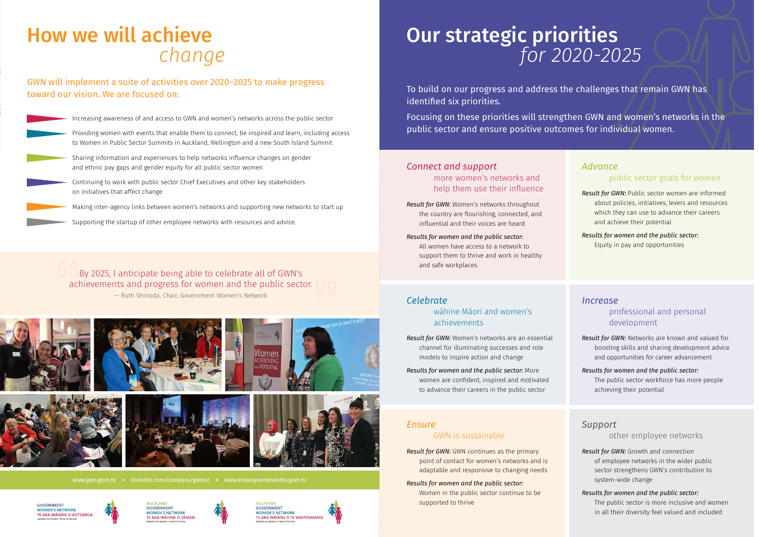# How we will achieve *change*

GWN will implement a suite of activities over 2020–2025 to make progress toward our vision. We are focused on:

- Increasing awareness of and access to GWN and women's networks across the public sector
- Providing women with events that enable them to connect, be inspired and learn, including access to Women in Public Sector Summits in Auckland, Wellington and a new South Island Summit
- Sharing information and experiences to help networks influence changes on gender and ethnic pay gaps and gender equity for all public sector women
- Continuing to work with public sector Chief Executives and other key stakeholders on initiatives that affect change
- Making inter-agency links between women's networks and supporting new networks to start up
- Supporting the startup of other employee networks with resources and advice.

> "By 2025, I anticipate being able to celebrate all of GWN's achievements and progress for women and the public sector."
>
> — Ruth Shinoda, Chair, Government Women's Network

www.gwn.govt.nz • linkedin.com/company/gwnnz • www.employeenetworks.govt.nz

GOVERNMENT WOMEN'S NETWORK TE AKA WĀHINE O AOTEAROA — WOMEN ACHIEVING THEIR POTENTIAL

AUCKLAND GOVERNMENT WOMEN'S NETWORK TE AKA WĀHINE O TĀMAKI — WOMEN ACHIEVING THEIR POTENTIAL

SOUTHERN GOVERNMENT WOMEN'S NETWORK TE AKA WĀHINE O TE WAIPOUNAMU — WOMEN ACHIEVING THEIR POTENTIAL

# Our strategic priorities *for 2020-2025*

To build on our progress and address the challenges that remain GWN has identified six priorities.

Focusing on these priorities will strengthen GWN and women's networks in the public sector and ensure positive outcomes for individual women.

### *Connect and support* more women's networks and help them use their influence

*Result for GWN:* Women's networks throughout the country are flourishing, connected, and influential and their voices are heard

*Results for women and the public sector:* All women have access to a network to support them to thrive and work in healthy and safe workplaces

### *Advance* public sector goals for women

*Result for GWN:* Public sector women are informed about policies, initiatives, levers and resources which they can use to advance their careers and achieve their potential

*Results for women and the public sector:* Equity in pay and opportunities

### *Celebrate* wāhine Māori and women's achievements

*Result for GWN:* Women's networks are an essential channel for illuminating successes and role models to inspire action and change

*Results for women and the public sector:* More women are confident, inspired and motivated to advance their careers in the public sector

### *Increase* professional and personal development

*Result for GWN:* Networks are known and valued for boosting skills and sharing development advice and opportunities for career advancement

*Results for women and the public sector:* The public sector workforce has more people achieving their potential

### *Ensure* GWN is sustainable

*Result for GWN:* GWN continues as the primary point of contact for women's networks and is adaptable and responsive to changing needs

*Results for women and the public sector:* Women in the public sector continue to be supported to thrive

### *Support* other employee networks

*Result for GWN:* Growth and connection of employee networks in the wider public sector strengthens GWN's contribution to system-wide change

*Results for women and the public sector:* The public sector is more inclusive and women in all their diversity feel valued and included